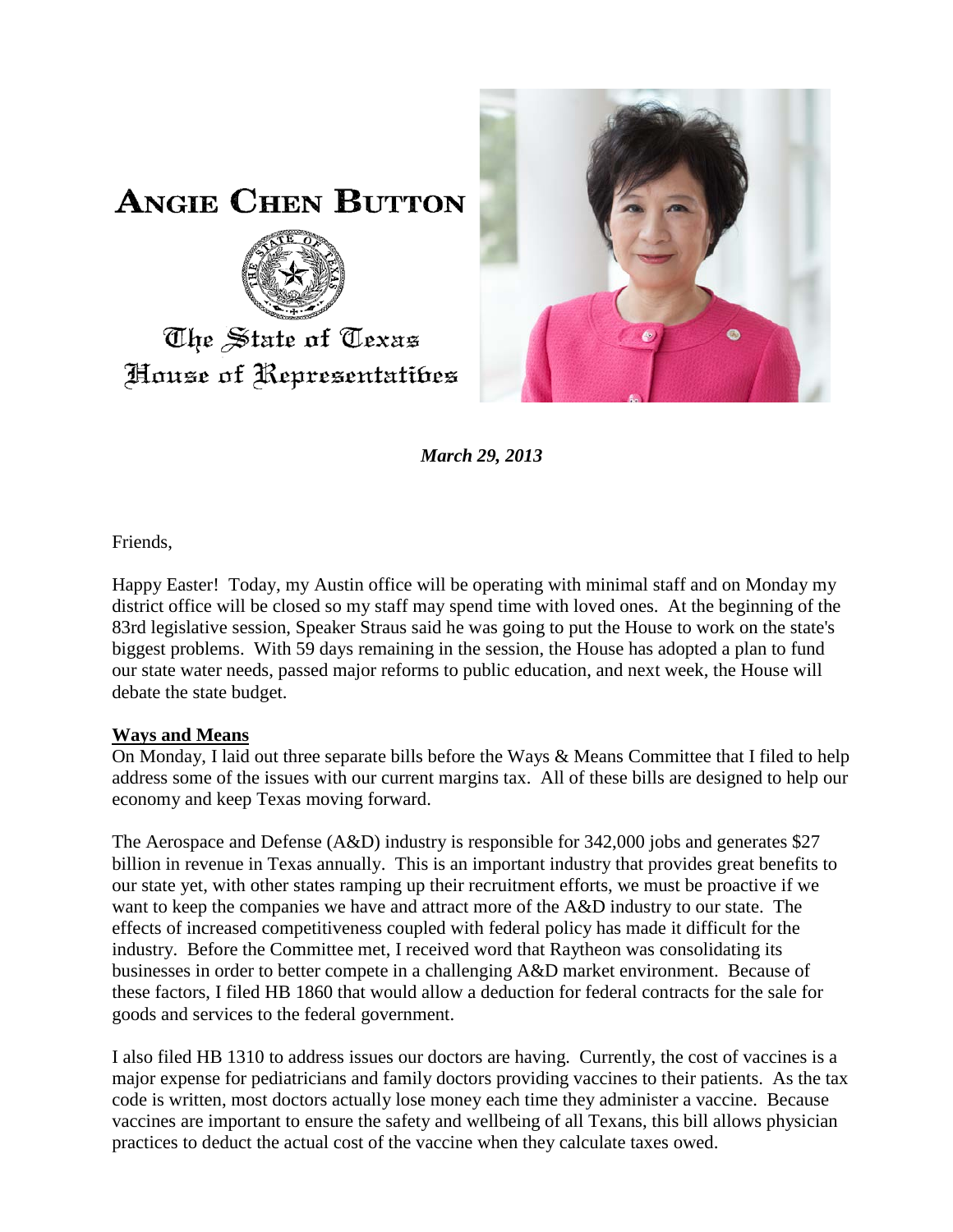# ANGIE CHEN BUTTON

The State of Texas
House of Representatives

*March 29, 2013*

Friends,

Happy Easter! Today, my Austin office will be operating with minimal staff and on Monday my district office will be closed so my staff may spend time with loved ones. At the beginning of the 83rd legislative session, Speaker Straus said he was going to put the House to work on the state's biggest problems. With 59 days remaining in the session, the House has adopted a plan to fund our state water needs, passed major reforms to public education, and next week, the House will debate the state budget.

## Ways and Means

On Monday, I laid out three separate bills before the Ways & Means Committee that I filed to help address some of the issues with our current margins tax. All of these bills are designed to help our economy and keep Texas moving forward.

The Aerospace and Defense (A&D) industry is responsible for 342,000 jobs and generates $27 billion in revenue in Texas annually. This is an important industry that provides great benefits to our state yet, with other states ramping up their recruitment efforts, we must be proactive if we want to keep the companies we have and attract more of the A&D industry to our state. The effects of increased competitiveness coupled with federal policy has made it difficult for the industry. Before the Committee met, I received word that Raytheon was consolidating its businesses in order to better compete in a challenging A&D market environment. Because of these factors, I filed HB 1860 that would allow a deduction for federal contracts for the sale for goods and services to the federal government.

I also filed HB 1310 to address issues our doctors are having. Currently, the cost of vaccines is a major expense for pediatricians and family doctors providing vaccines to their patients. As the tax code is written, most doctors actually lose money each time they administer a vaccine. Because vaccines are important to ensure the safety and wellbeing of all Texans, this bill allows physician practices to deduct the actual cost of the vaccine when they calculate taxes owed.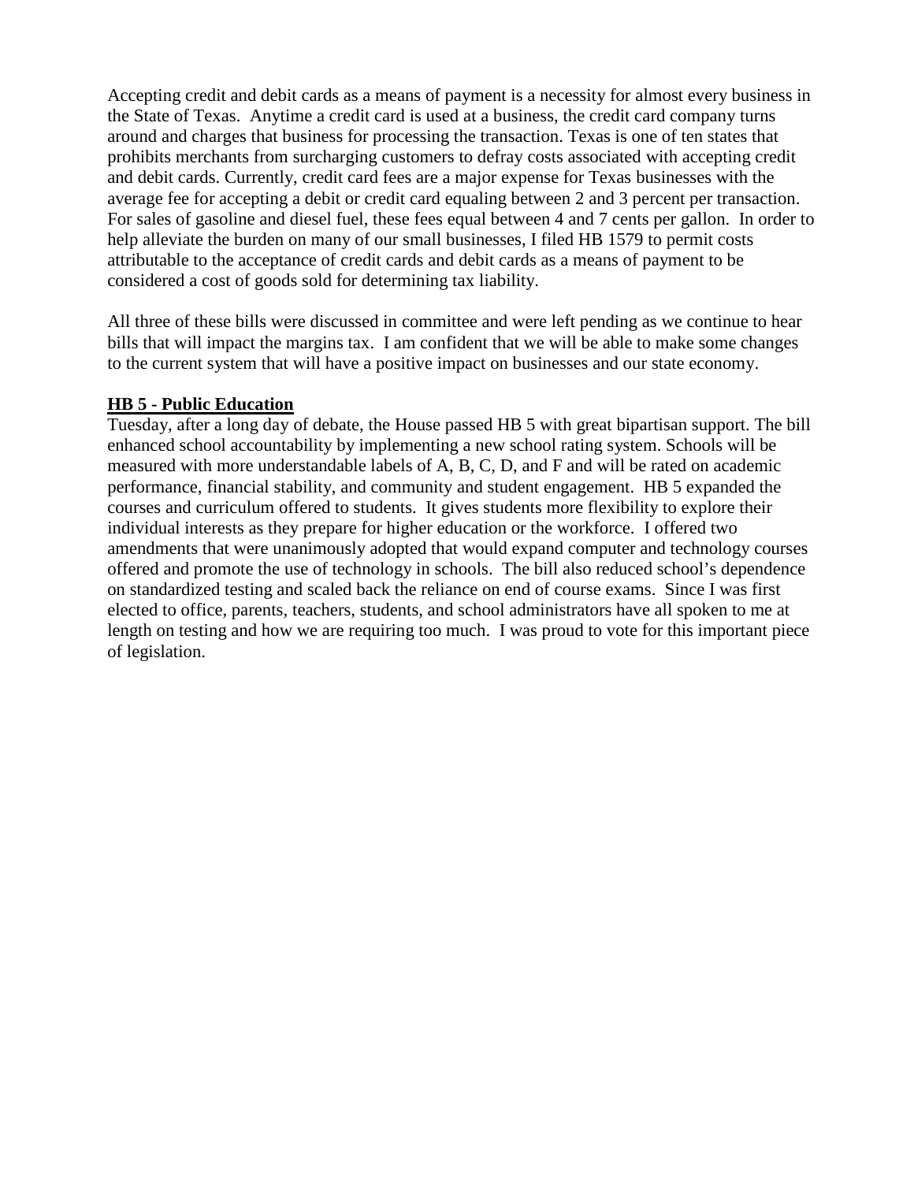Accepting credit and debit cards as a means of payment is a necessity for almost every business in the State of Texas. Anytime a credit card is used at a business, the credit card company turns around and charges that business for processing the transaction. Texas is one of ten states that prohibits merchants from surcharging customers to defray costs associated with accepting credit and debit cards. Currently, credit card fees are a major expense for Texas businesses with the average fee for accepting a debit or credit card equaling between 2 and 3 percent per transaction. For sales of gasoline and diesel fuel, these fees equal between 4 and 7 cents per gallon. In order to help alleviate the burden on many of our small businesses, I filed HB 1579 to permit costs attributable to the acceptance of credit cards and debit cards as a means of payment to be considered a cost of goods sold for determining tax liability.

All three of these bills were discussed in committee and were left pending as we continue to hear bills that will impact the margins tax. I am confident that we will be able to make some changes to the current system that will have a positive impact on businesses and our state economy.

**HB 5 - Public Education**

Tuesday, after a long day of debate, the House passed HB 5 with great bipartisan support. The bill enhanced school accountability by implementing a new school rating system. Schools will be measured with more understandable labels of A, B, C, D, and F and will be rated on academic performance, financial stability, and community and student engagement. HB 5 expanded the courses and curriculum offered to students. It gives students more flexibility to explore their individual interests as they prepare for higher education or the workforce. I offered two amendments that were unanimously adopted that would expand computer and technology courses offered and promote the use of technology in schools. The bill also reduced school's dependence on standardized testing and scaled back the reliance on end of course exams. Since I was first elected to office, parents, teachers, students, and school administrators have all spoken to me at length on testing and how we are requiring too much. I was proud to vote for this important piece of legislation.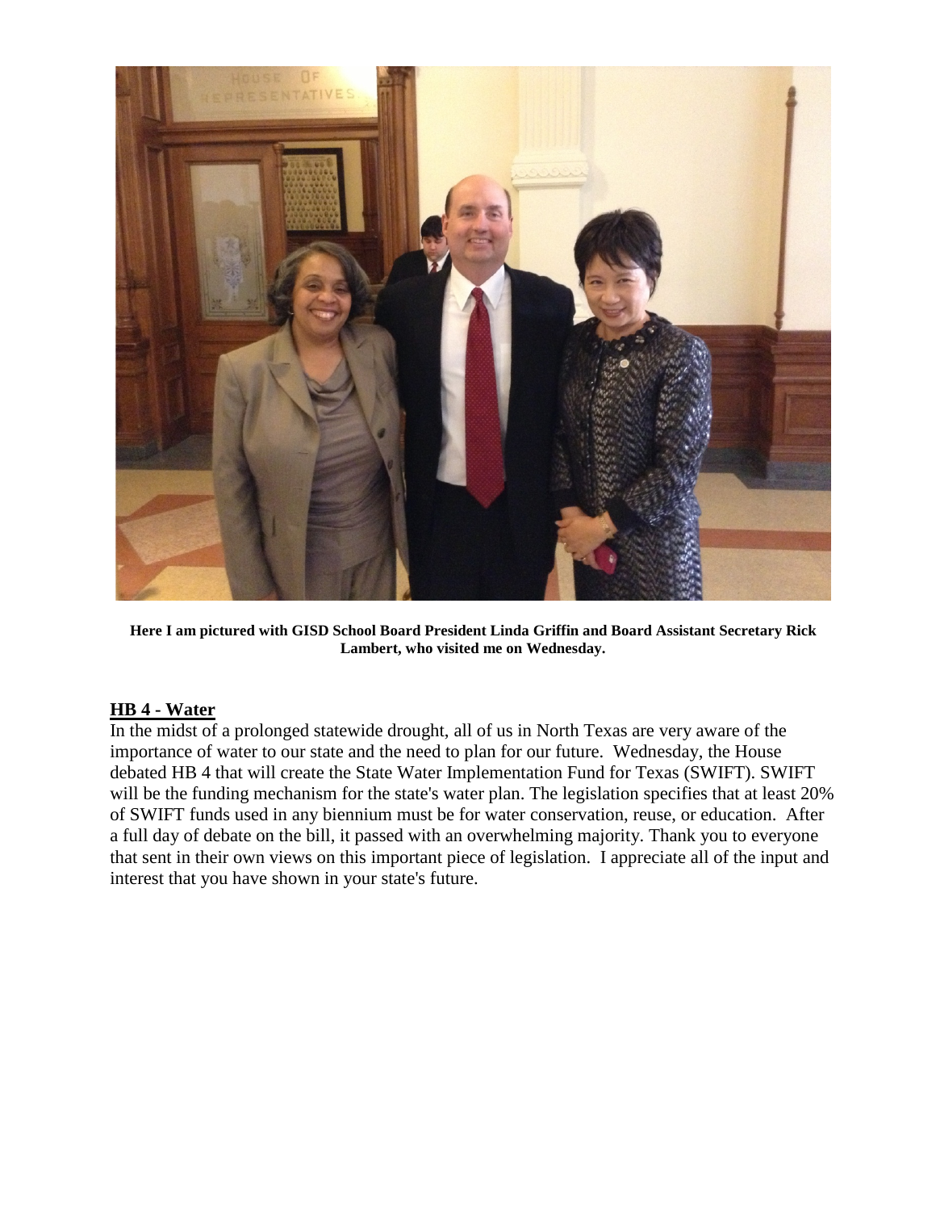**Here I am pictured with GISD School Board President Linda Griffin and Board Assistant Secretary Rick Lambert, who visited me on Wednesday.**

## HB 4 - Water

In the midst of a prolonged statewide drought, all of us in North Texas are very aware of the importance of water to our state and the need to plan for our future. Wednesday, the House debated HB 4 that will create the State Water Implementation Fund for Texas (SWIFT). SWIFT will be the funding mechanism for the state's water plan. The legislation specifies that at least 20% of SWIFT funds used in any biennium must be for water conservation, reuse, or education. After a full day of debate on the bill, it passed with an overwhelming majority. Thank you to everyone that sent in their own views on this important piece of legislation. I appreciate all of the input and interest that you have shown in your state's future.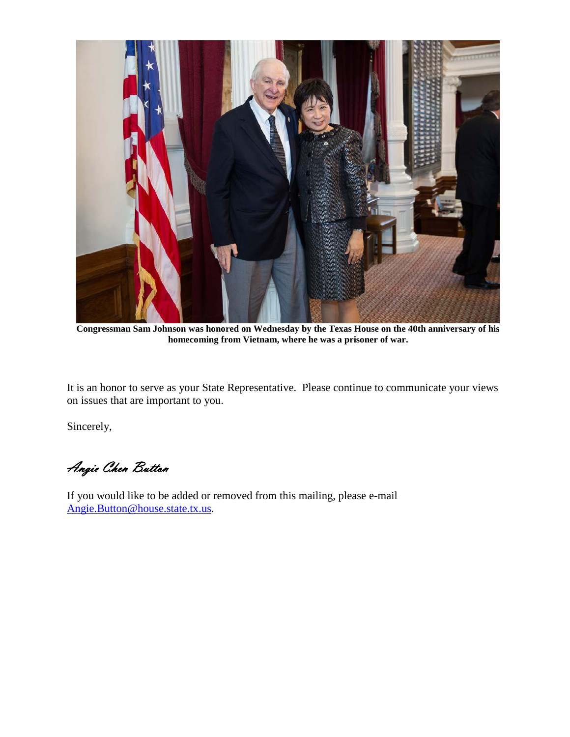**Congressman Sam Johnson was honored on Wednesday by the Texas House on the 40th anniversary of his homecoming from Vietnam, where he was a prisoner of war.**

It is an honor to serve as your State Representative. Please continue to communicate your views on issues that are important to you.

Sincerely,

*Angie Chen Button*

If you would like to be added or removed from this mailing, please e-mail [Angie.Button@house.state.tx.us](mailto:Angie.Button@house.state.tx.us).